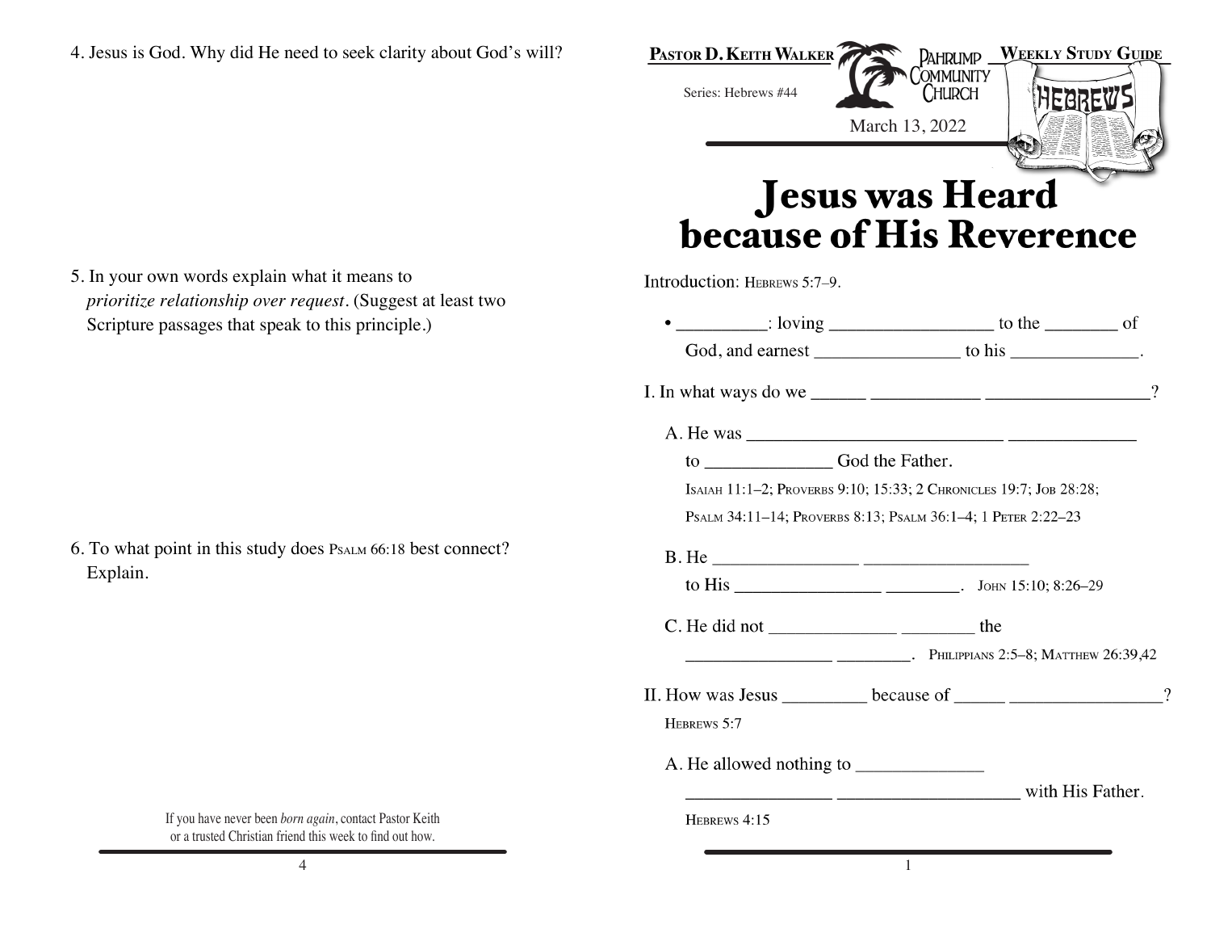4. Jesus is God. Why did He need to seek clarity about God's will?

5. In your own words explain what it means to *prioritize relationship over request*. (Suggest at least two Scripture passages that speak to this principle.)

6. To what point in this study does Psalm 66:18 best connect? Explain.

If you have never been *born again*, contact Pastor Keith or a trusted Christian friend this week to find out how.

**Pastor D. Keith Walker** — Pahrump Community Church — **Weekly Study Guide**

Series: Hebrews #44

March 13, 2022

# Jesus was Heard because of His Reverence

Introduction: Hebrews 5:7–9.

- _________: loving _________________ to the ________ of God, and earnest _______________ to his ______________.

I. In what ways do we ______ ___________ _________________?

A. He was ____________________________ _____________ to _____________ God the Father.

Isaiah 11:1–2; Proverbs 9:10; 15:33; 2 Chronicles 19:7; Job 28:28; Psalm 34:11–14; Proverbs 8:13; Psalm 36:1–4; 1 Peter 2:22–23

B. He _______________ _________________ to His _______________ ________. John 15:10; 8:26–29

C. He did not _____________ ________ the _______________ ________. Philippians 2:5–8; Matthew 26:39,42

II. How was Jesus _________ because of ______ ________________?

Hebrews 5:7

A. He allowed nothing to _____________ _______________ ___________________ with His Father.

Hebrews 4:15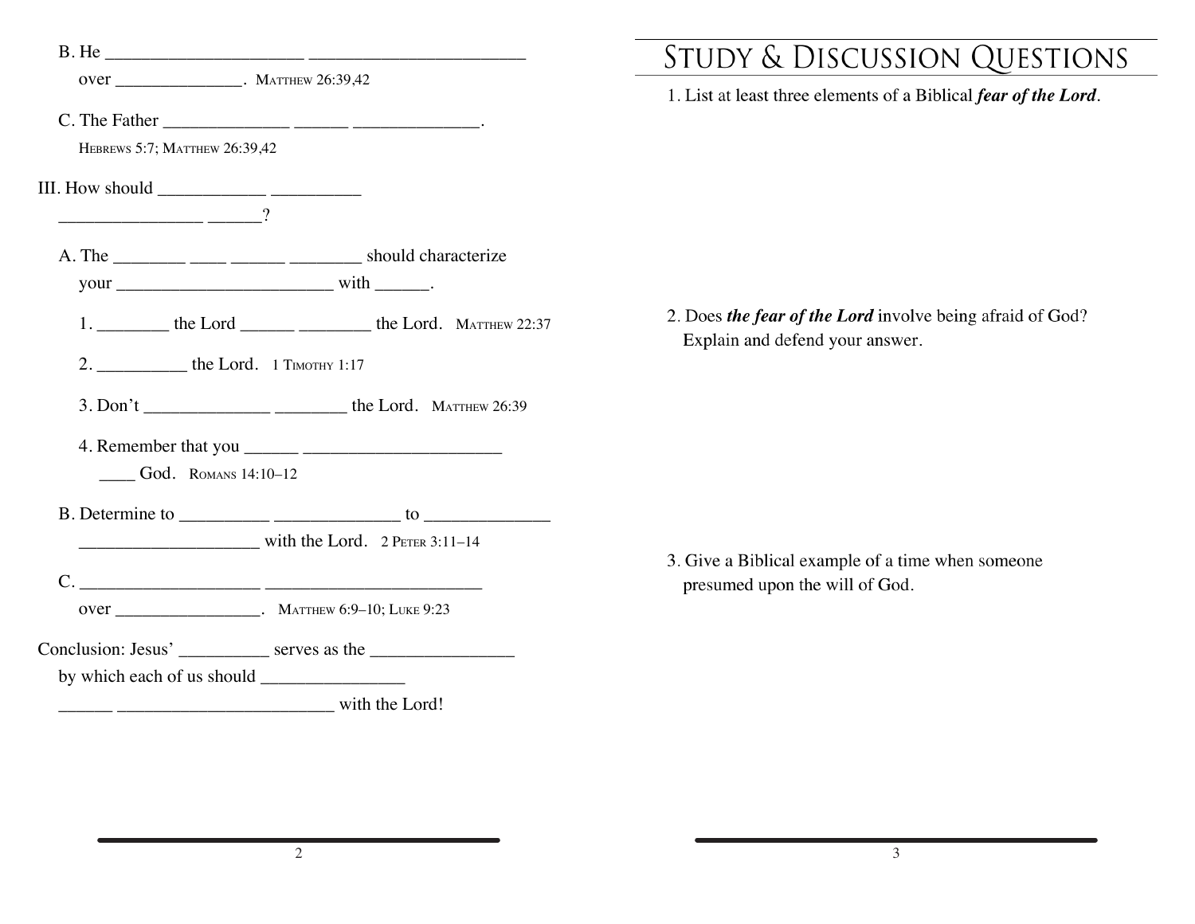B. He _____________________ _______________________ over ______________. Matthew 26:39,42

C. The Father _____________ ______ _____________. Hebrews 5:7; Matthew 26:39,42

III. How should ___________ _________ _______________ ______?

A. The _______ ____ ______ _______ should characterize your _______________________ with ______.

1. ________ the Lord ______ ________ the Lord. Matthew 22:37

2. _________ the Lord. 1 Timothy 1:17

3. Don't _____________ ________ the Lord. Matthew 26:39

4. Remember that you ______ ____________________ ____ God. Romans 14:10–12

B. Determine to _________ _____________ to _____________ __________________ with the Lord. 2 Peter 3:11–14

C. __________________ ______________________ over ________________. Matthew 6:9–10; Luke 9:23

Conclusion: Jesus' _________ serves as the _______________ by which each of us should _______________ ______ ______________________ with the Lord!

## Study & Discussion Questions

1. List at least three elements of a Biblical ***fear of the Lord***.

2. Does ***the fear of the Lord*** involve being afraid of God? Explain and defend your answer.

3. Give a Biblical example of a time when someone presumed upon the will of God.